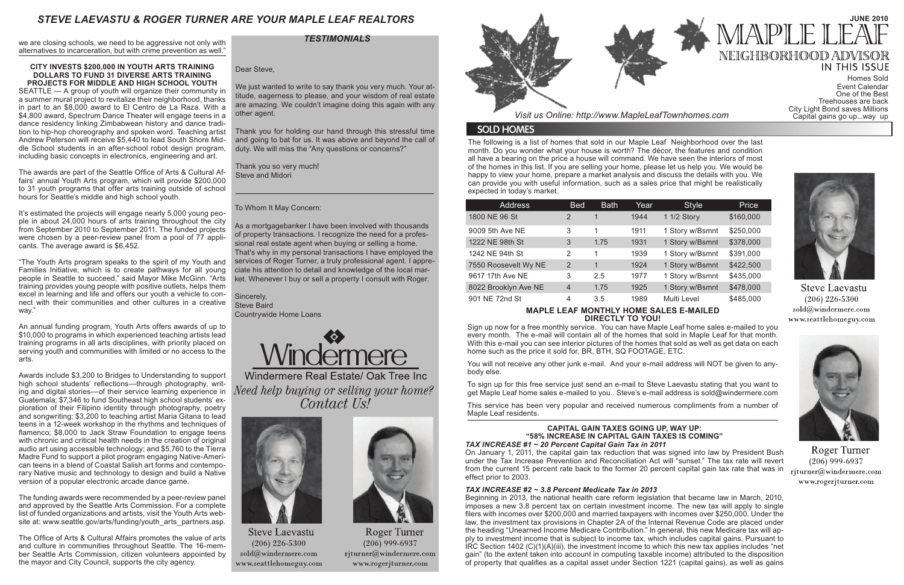# STEVE LAEVASTU & ROGER TURNER ARE YOUR MAPLE LEAF REALTORS

we are closing schools, we need to be aggressive not only with alternatives to incarceration, but with crime prevention as well."

### CITY INVESTS $200,000 IN YOUTH ARTS TRAINING DOLLARS TO FUND 31 DIVERSE ARTS TRAINING PROJECTS FOR MIDDLE AND HIGH SCHOOL YOUTH

SEATTLE — A group of youth will organize their community in a summer mural project to revitalize their neighborhood, thanks in part to an $8,000 award to El Centro de La Raza. With a $4,800 award, Spectrum Dance Theater will engage teens in a dance residency linking Zimbabwean history and dance tradition to hip-hop choreography and spoken word. Teaching artist Andrew Peterson will receive $5,440 to lead South Shore Middle School students in an after-school robot design program, including basic concepts in electronics, engineering and art.

The awards are part of the Seattle Office of Arts & Cultural Affairs' annual Youth Arts program, which will provide $200,000 to 31 youth programs that offer arts training outside of school hours for Seattle's middle and high school youth.

It's estimated the projects will engage nearly 5,000 young people in about 24,000 hours of arts training throughout the city from September 2010 to September 2011. The funded projects were chosen by a peer-review panel from a pool of 77 applicants. The average award is $6,452.

"The Youth Arts program speaks to the spirit of my Youth and Families Initiative, which is to create pathways for all young people in Seattle to succeed," said Mayor Mike McGinn. "Arts training provides young people with positive outlets, helps them excel in learning and life and offers our youth a vehicle to connect with their communities and other cultures in a creative way."

An annual funding program, Youth Arts offers awards of up to $10,000 to programs in which experienced teaching artists lead training programs in all arts disciplines, with priority placed on serving youth and communities with limited or no access to the arts.

Awards include $3,200 to Bridges to Understanding to support high school students' reflections—through photography, writing and digital stories—of their service learning experience in Guatemala; $7,346 to fund Southeast high school students' exploration of their Filipino identity through photography, poetry and songwriting; $3,200 to teaching artist Maria Gitana to lead teens in a 12-week workshop in the rhythms and techniques of flamenco; $8,000 to Jack Straw Foundation to engage teens with chronic and critical health needs in the creation of original audio art using accessible technology; and $5,760 to the Tierra Madre Fund to support a pilot program engaging Native-American teens in a blend of Coastal Salish art forms and contemporary Native music and technology to design and build a Native version of a popular electronic arcade dance game.

The funding awards were recommended by a peer-review panel and approved by the Seattle Arts Commission. For a complete list of funded organizations and artists, visit the Youth Arts web-site at: www.seattle.gov/arts/funding/youth_arts_partners.asp.

The Office of Arts & Cultural Affairs promotes the value of arts and culture in communities throughout Seattle. The 16-member Seattle Arts Commission, citizen volunteers appointed by the mayor and City Council, supports the city agency.

## *TESTIMONIALS*

Dear Steve,

We just wanted to write to say thank you very much. Your attitude, eagerness to please, and your wisdom of real estate are amazing. We couldn't imagine doing this again with any other agent.

Thank you for holding our hand through this stressful time and going to bat for us. It was above and beyond the call of duty. We will miss the "Any questions or concerns?"

Thank you so very much!
Steve and Midori

---

To Whom It May Concern:

As a mortgagebanker I have been involved with thousands of property transactions. I recognize the need for a professional real estate agent when buying or selling a home. That's why in my personal transactions I have employed the services of Roger Turner, a truly professional agent. I appreciate his attention to detail and knowledge of the local market. Whenever I buy or sell a property I consult with Roger.

Sincerely,
Steve Baird
Countrywide Home Loans

Windermere

Windermere Real Estate/ Oak Tree Inc

*Need help buying or selling your home? Contact Us!*

Steve Laevastu
(206) 226-5300
sold@windermere.com
www.seattlehomeguy.com

Roger Turner
(206) 999-6937
rjturner@windermere.com
www.rogerjturner.com

# MAPLE LEAF NEIGHBORHOOD ADVISOR

**JUNE 2010**

## IN THIS ISSUE

Homes Sold
Event Calendar
One of the Best
Treehouses are back
City Light Bond saves Millions
Capital gains go up...way up

*Visit us Online: http://www.MapleLeafTownhomes.com*

## SOLD HOMES

The following is a list of homes that sold in our Maple Leaf Neighborhood over the last month. Do you wonder what your house is worth? The décor, the features and condition all have a bearing on the price a house will command. We have seen the interiors of most of the homes in this list. If you are selling your home, please let us help you. We would be happy to view your home, prepare a market analysis and discuss the details with you. We can provide you with useful information, such as a sales price that might be realistically expected in today's market.

| Address | Bed | Bath | Year | Style | Price |
|---|---|---|---|---|---|
| 1800 NE 96 St | 2 | 1 | 1944 | 1 1/2 Story | $160,000 |
| 9009 5th Ave NE | 3 | 1 | 1911 | 1 Story w/Bsmnt | $250,000 |
| 1222 NE 98th St | 3 | 1.75 | 1931 | 1 Story w/Bsmnt | $378,000 |
| 1242 NE 94th St | 2 | 1 | 1939 | 1 Story w/Bsmnt | $391,000 |
| 7550 Roosevelt Wy NE | 2 | 1 | 1924 | 1 Story w/Bsmnt | $422,500 |
| 9617 17th Ave NE | 3 | 2.5 | 1977 | 1 Story w/Bsmnt | $435,000 |
| 8022 Brooklyn Ave NE | 4 | 1.75 | 1925 | 1 Story w/Bsmnt | $478,000 |
| 901 NE 72nd St | 4 | 3.5 | 1989 | Multi Level | $485,000 |

### MAPLE LEAF MONTHLY HOME SALES E-MAILED DIRECTLY TO YOU!

Sign up now for a free monthly service. You can have Maple Leaf home sales e-mailed to you every month. The e-mail will contain all of the homes that sold in Maple Leaf for that month. With this e-mail you can see interior pictures of the homes that sold as well as get data on each home such as the price it sold for, BR, BTH, SQ FOOTAGE, ETC.

You will not receive any other junk e-mail. And your e-mail address will NOT be given to anybody else.

To sign up for this free service just send an e-mail to Steve Laevastu stating that you want to get Maple Leaf home sales e-mailed to you.. Steve's e-mail address is sold@windermere.com

This service has been very popular and received numerous compliments from a number of Maple Leaf residents.

### CAPITAL GAIN TAXES GOING UP, WAY UP: "58% INCREASE IN CAPITAL GAIN TAXES IS COMING"

***TAX INCREASE #1 ~ 20 Percent Capital Gain Tax in 2011***

On January 1, 2011, the capital gain tax reduction that was signed into law by President Bush under the Tax Increase Prevention and Reconciliation Act will "sunset." The tax rate will revert from the current 15 percent rate back to the former 20 percent capital gain tax rate that was in effect prior to 2003.

***TAX INCREASE #2 ~ 3.8 Percent Medicate Tax in 2013***

Beginning in 2013, the national health care reform legislation that became law in March, 2010, imposes a new 3.8 percent tax on certain investment income. The new tax will apply to single filers with incomes over $200,000 and married taxpayers with incomes over $250,000. Under the law, the investment tax provisions in Chapter 2A of the Internal Revenue Code are placed under the heading "Unearned Income Medicare Contribution." In general, this new Medicare tax will apply to investment income that is subject to income tax, which includes capital gains. Pursuant to IRC Section 1402 (C)(1)(A)(iii), the investment income to which this new tax applies includes "net gain" (to the extent taken into account in computing taxable income) attributed to the disposition of property that qualifies as a capital asset under Section 1221 (capital gains), as well as gains

Steve Laevastu
(206) 226-5300
sold@windermere.com
www.seattlehomeguy.com

Roger Turner
(206) 999-6937
rjturner@windermere.com
www.rogerjturner.com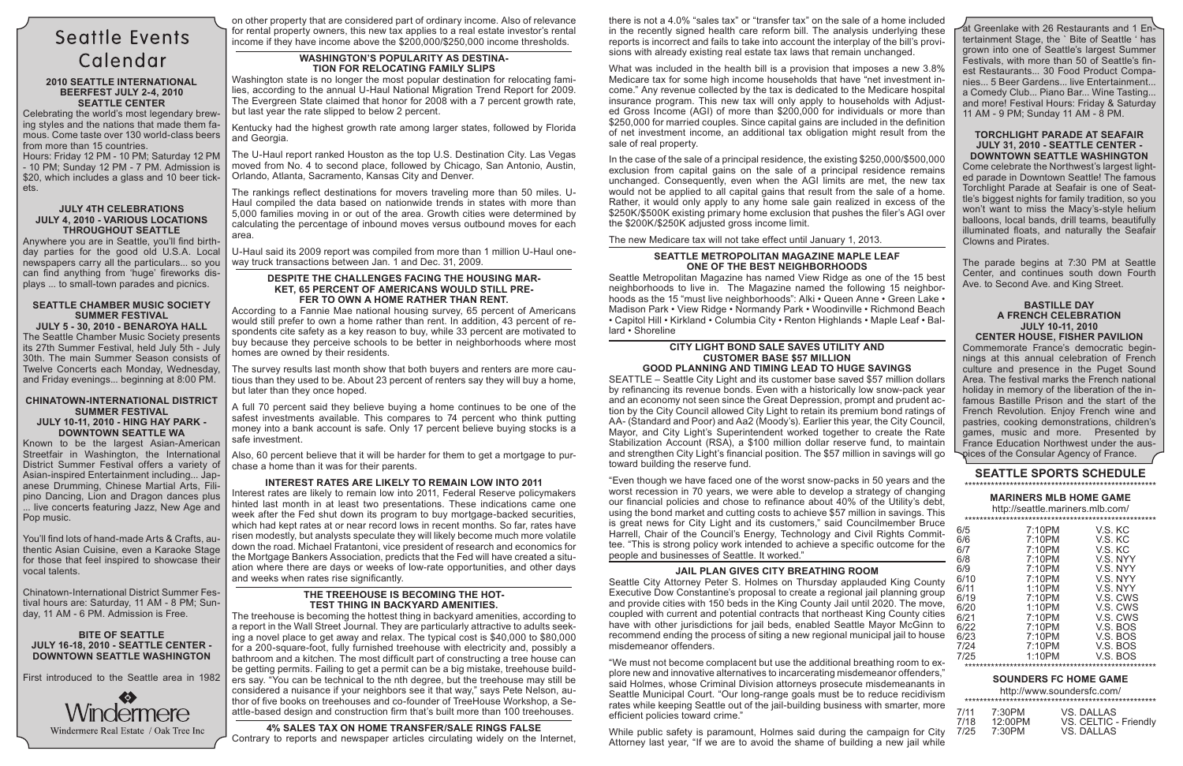# Seattle Events Calendar

### 2010 SEATTLE INTERNATIONAL BEERFEST JULY 2-4, 2010 SEATTLE CENTER

Celebrating the world's most legendary brewing styles and the nations that made them famous. Come taste over 130 world-class beers from more than 15 countries.

Hours: Friday 12 PM - 10 PM; Saturday 12 PM - 10 PM; Sunday 12 PM - 7 PM. Admission is $20, which includes a glass and 10 beer tickets.

### JULY 4TH CELEBRATIONS JULY 4, 2010 - VARIOUS LOCATIONS THROUGHOUT SEATTLE

Anywhere you are in Seattle, you'll find birthday parties for the good old U.S.A. Local newspapers carry all the particulars... so you can find anything from 'huge' fireworks displays ... to small-town parades and picnics.

### SEATTLE CHAMBER MUSIC SOCIETY SUMMER FESTIVAL JULY 5 - 30, 2010 - BENAROYA HALL

The Seattle Chamber Music Society presents its 27th Summer Festival, held July 5th - July 30th. The main Summer Season consists of Twelve Concerts each Monday, Wednesday, and Friday evenings... beginning at 8:00 PM.

### CHINATOWN-INTERNATIONAL DISTRICT SUMMER FESTIVAL JULY 10-11, 2010 - HING HAY PARK - DOWNTOWN SEATTLE WA

Known to be the largest Asian-American Streetfair in Washington, the International District Summer Festival offers a variety of Asian-inspired Entertainment including... Japanese Drumming, Chinese Martial Arts, Filipino Dancing, Lion and Dragon dances plus ... live concerts featuring Jazz, New Age and Pop music.

You'll find lots of hand-made Arts & Crafts, authentic Asian Cuisine, even a Karaoke Stage for those that feel inspired to showcase their vocal talents.

Chinatown-International District Summer Festival hours are: Saturday, 11 AM - 8 PM; Sunday, 11 AM - 6 PM. Admission is Free.

### BITE OF SEATTLE JULY 16-18, 2010 - SEATTLE CENTER - DOWNTOWN SEATTLE WASHINGTON

First introduced to the Seattle area in 1982 at Greenlake with 26 Restaurants and 1 Entertainment Stage, the ' Bite of Seattle ' has grown into one of Seattle's largest Summer Festivals, with more than 50 of Seattle's finest Restaurants... 30 Food Product Companies... 5 Beer Gardens... live Entertainment... a Comedy Club... Piano Bar... Wine Tasting... and more! Festival Hours: Friday & Saturday 11 AM - 9 PM; Sunday 11 AM - 8 PM.

### TORCHLIGHT PARADE AT SEAFAIR JULY 31, 2010 - SEATTLE CENTER - DOWNTOWN SEATTLE WASHINGTON

Come celebrate the Northwest's largest lighted parade in Downtown Seattle! The famous Torchlight Parade at Seafair is one of Seattle's biggest nights for family tradition, so you won't want to miss the Macy's-style helium balloons, local bands, drill teams, beautifully illuminated floats, and naturally the Seafair Clowns and Pirates.

The parade begins at 7:30 PM at Seattle Center, and continues south down Fourth Ave. to Second Ave. and King Street.

### BASTILLE DAY A FRENCH CELEBRATION JULY 10-11, 2010 CENTER HOUSE, FISHER PAVILION

Commemorate France's democratic beginnings at this annual celebration of French culture and presence in the Puget Sound Area. The festival marks the French national holiday in memory of the liberation of the infamous Bastille Prison and the start of the French Revolution. Enjoy French wine and pastries, cooking demonstrations, children's games, music and more. Presented by France Education Northwest under the auspices of the Consular Agency of France.

Windermere Real Estate / Oak Tree Inc

on other property that are considered part of ordinary income. Also of relevance for rental property owners, this new tax applies to a real estate investor's rental income if they have income above the $200,000/$250,000 income thresholds.

### WASHINGTON'S POPULARITY AS DESTINATION FOR RELOCATING FAMILY SLIPS

Washington state is no longer the most popular destination for relocating families, according to the annual U-Haul National Migration Trend Report for 2009. The Evergreen State claimed that honor for 2008 with a 7 percent growth rate, but last year the rate slipped to below 2 percent.

Kentucky had the highest growth rate among larger states, followed by Florida and Georgia.

The U-Haul report ranked Houston as the top U.S. Destination City. Las Vegas moved from No. 4 to second place, followed by Chicago, San Antonio, Austin, Orlando, Atlanta, Sacramento, Kansas City and Denver.

The rankings reflect destinations for movers traveling more than 50 miles. U-Haul compiled the data based on nationwide trends in states with more than 5,000 families moving in or out of the area. Growth cities were determined by calculating the percentage of inbound moves versus outbound moves for each area.

U-Haul said its 2009 report was compiled from more than 1 million U-Haul one-way truck transactions between Jan. 1 and Dec. 31, 2009.

### DESPITE THE CHALLENGES FACING THE HOUSING MARKET, 65 PERCENT OF AMERICANS WOULD STILL PREFER TO OWN A HOME RATHER THAN RENT.

According to a Fannie Mae national housing survey, 65 percent of Americans would still prefer to own a home rather than rent. In addition, 43 percent of respondents cite safety as a key reason to buy, while 33 percent are motivated to buy because they perceive schools to be better in neighborhoods where most homes are owned by their residents.

The survey results last month show that both buyers and renters are more cautious than they used to be. About 23 percent of renters say they will buy a home, but later than they once hoped.

A full 70 percent said they believe buying a home continues to be one of the safest investments available. This compares to 74 percent who think putting money into a bank account is safe. Only 17 percent believe buying stocks is a safe investment.

Also, 60 percent believe that it will be harder for them to get a mortgage to purchase a home than it was for their parents.

### INTEREST RATES ARE LIKELY TO REMAIN LOW INTO 2011

Interest rates are likely to remain low into 2011, Federal Reserve policymakers hinted last month in at least two presentations. These indications came one week after the Fed shut down its program to buy mortgage-backed securities, which had kept rates at or near record lows in recent months. So far, rates have risen modestly, but analysts speculate they will likely become much more volatile down the road. Michael Fratantoni, vice president of research and economics for the Mortgage Bankers Association, predicts that the Fed will have created a situation where there are days or weeks of low-rate opportunities, and other days and weeks when rates rise significantly.

### THE TREEHOUSE IS BECOMING THE HOTTEST THING IN BACKYARD AMENITIES.

The treehouse is becoming the hottest thing in backyard amenities, according to a report in the Wall Street Journal. They are particularly attractive to adults seeking a novel place to get away and relax. The typical cost is $40,000 to $80,000 for a 200-square-foot, fully furnished treehouse with electricity and, possibly a bathroom and a kitchen. The most difficult part of constructing a tree house can be getting permits. Failing to get a permit can be a big mistake, treehouse builders say. "You can be technical to the nth degree, but the treehouse may still be considered a nuisance if your neighbors see it that way," says Pete Nelson, author of five books on treehouses and co-founder of TreeHouse Workshop, a Seattle-based design and construction firm that's built more than 100 treehouses.

### 4% SALES TAX ON HOME TRANSFER/SALE RINGS FALSE

Contrary to reports and newspaper articles circulating widely on the Internet, there is not a 4.0% "sales tax" or "transfer tax" on the sale of a home included in the recently signed health care reform bill. The analysis underlying these reports is incorrect and fails to take into account the interplay of the bill's provisions with already existing real estate tax laws that remain unchanged.

What was included in the health bill is a provision that imposes a new 3.8% Medicare tax for some high income households that have "net investment income." Any revenue collected by the tax is dedicated to the Medicare hospital insurance program. This new tax will only apply to households with Adjusted Gross Income (AGI) of more than $200,000 for individuals or more than $250,000 for married couples. Since capital gains are included in the definition of net investment income, an additional tax obligation might result from the sale of real property.

In the case of the sale of a principal residence, the existing $250,000/$500,000 exclusion from capital gains on the sale of a principal residence remains unchanged. Consequently, even when the AGI limits are met, the new tax would not be applied to all capital gains that result from the sale of a home. Rather, it would only apply to any home sale gain realized in excess of the $250K/$500K existing primary home exclusion that pushes the filer's AGI over the $200K/$250K adjusted gross income limit.

The new Medicare tax will not take effect until January 1, 2013.

### SEATTLE METROPOLITAN MAGAZINE MAPLE LEAF ONE OF THE BEST NEIGHBORHOODS

Seattle Metropolitan Magazine has named View Ridge as one of the 15 best neighborhoods to live in. The Magazine named the following 15 neighborhoods as the 15 "must live neighborhoods": Alki • Queen Anne • Green Lake • Madison Park • View Ridge • Normandy Park • Woodinville • Richmond Beach • Capitol Hill • Kirkland • Columbia City • Renton Highlands • Maple Leaf • Ballard • Shoreline

### CITY LIGHT BOND SALE SAVES UTILITY AND CUSTOMER BASE $57 MILLION GOOD PLANNING AND TIMING LEAD TO HUGE SAVINGS

SEATTLE – Seattle City Light and its customer base saved $57 million dollars by refinancing its revenue bonds. Even with a historically low snow-pack year and an economy not seen since the Great Depression, prompt and prudent action by the City Council allowed City Light to retain its premium bond ratings of AA- (Standard and Poor) and Aa2 (Moody's). Earlier this year, the City Council, Mayor, and City Light's Superintendent worked together to create the Rate Stabilization Account (RSA), a $100 million dollar reserve fund, to maintain and strengthen City Light's financial position. The $57 million in savings will go toward building the reserve fund.

"Even though we have faced one of the worst snow-packs in 50 years and the worst recession in 70 years, we were able to develop a strategy of changing our financial policies and chose to refinance about 40% of the Utility's debt, using the bond market and cutting costs to achieve $57 million in savings. This is great news for City Light and its customers," said Councilmember Bruce Harrell, Chair of the Council's Energy, Technology and Civil Rights Committee. "This is strong policy work intended to achieve a specific outcome for the people and businesses of Seattle. It worked."

### JAIL PLAN GIVES CITY BREATHING ROOM

Seattle City Attorney Peter S. Holmes on Thursday applauded King County Executive Dow Constantine's proposal to create a regional jail planning group and provide cities with 150 beds in the King County Jail until 2020. The move, coupled with current and potential contracts that northeast King County cities have with other jurisdictions for jail beds, enabled Seattle Mayor McGinn to recommend ending the process of siting a new regional municipal jail to house misdemeanor offenders.

"We must not become complacent but use the additional breathing room to explore new and innovative alternatives to incarcerating misdemeanor offenders," said Holmes, whose Criminal Division attorneys prosecute misdemeanants in Seattle Municipal Court. "Our long-range goals must be to reduce recidivism rates while keeping Seattle out of the jail-building business with smarter, more efficient policies toward crime."

While public safety is paramount, Holmes said during the campaign for City Attorney last year, "If we are to avoid the shame of building a new jail while

## SEATTLE SPORTS SCHEDULE

### MARINERS MLB HOME GAME

http://seattle.mariners.mlb.com/

| | | |
|---|---|---|
| 6/5 | 7:10PM | V.S. KC |
| 6/6 | 7:10PM | V.S. KC |
| 6/7 | 7:10PM | V.S. KC |
| 6/8 | 7:10PM | V.S. NYY |
| 6/9 | 7:10PM | V.S. NYY |
| 6/10 | 7:10PM | V.S. NYY |
| 6/11 | 1:10PM | V.S. NYY |
| 6/19 | 7:10PM | V.S. CWS |
| 6/20 | 1:10PM | V.S. CWS |
| 6/21 | 7:10PM | V.S. CWS |
| 6/22 | 7:10PM | V.S. BOS |
| 6/23 | 7:10PM | V.S. BOS |
| 7/24 | 7:10PM | V.S. BOS |
| 7/25 | 1:10PM | V.S. BOS |

### SOUNDERS FC HOME GAME

http://www.soundersfc.com/

| | | |
|---|---|---|
| 7/11 | 7:30PM | VS. DALLAS |
| 7/18 | 12:00PM | VS. CELTIC - Friendly |
| 7/25 | 7:30PM | VS. DALLAS |